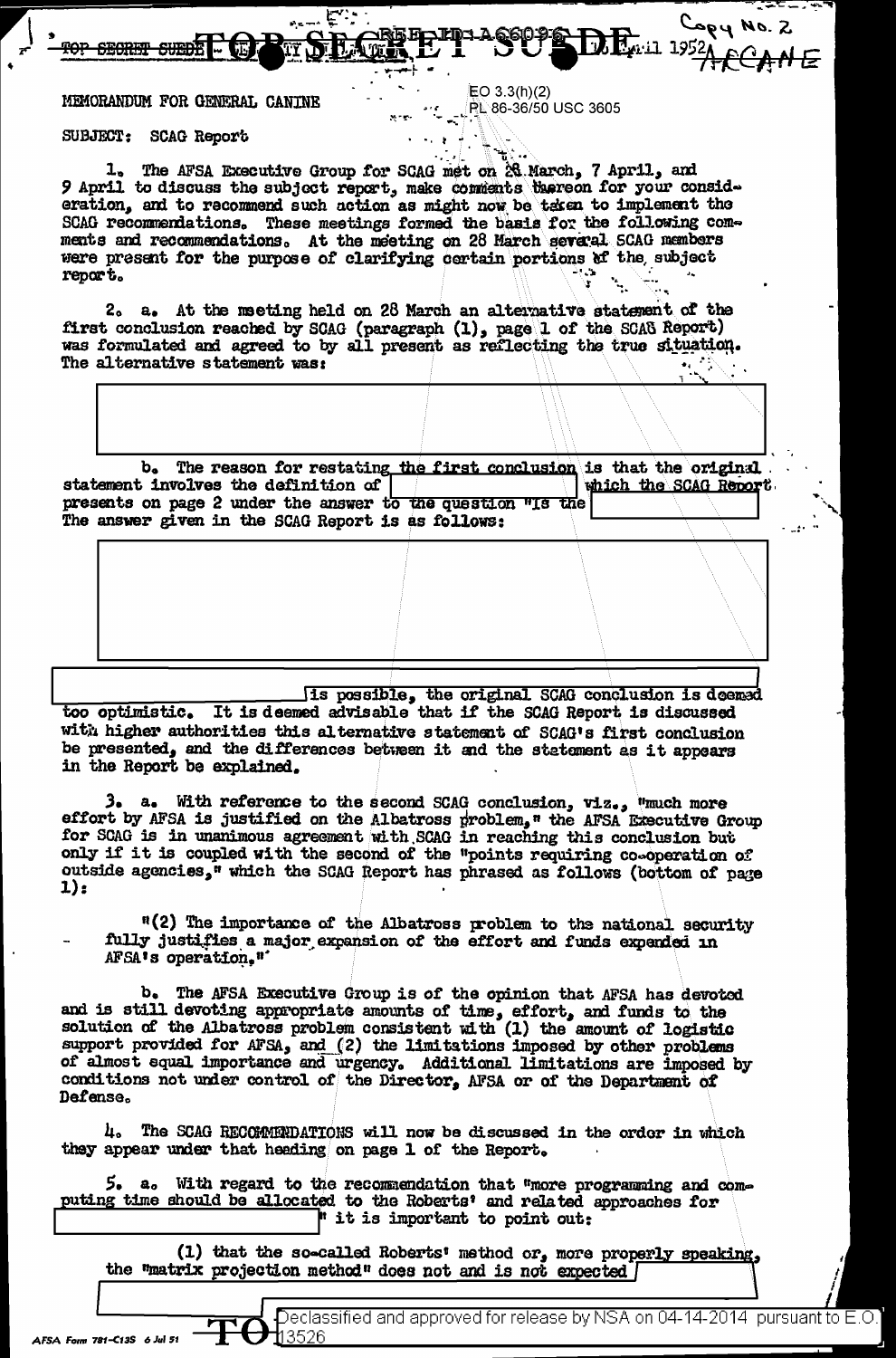TOP SECRET SUEDE   TOP SECRET SUEDE   April 1952   Copy No. 2   ACCANE

EO 3.3(h)(2)
PL 86-36/50 USC 3605

MEMORANDUM FOR GENERAL CANINE

SUBJECT: SCAG Report

1. The AFSA Executive Group for SCAG met on 28 March, 7 April, and 9 April to discuss the subject report, make comments thereon for your consideration, and to recommend such action as might now be taken to implement the SCAG recommendations. These meetings formed the basis for the following comments and recommendations. At the meeting on 28 March several SCAG members were present for the purpose of clarifying certain portions of the subject report.

2. a. At the meeting held on 28 March an alternative statement of the first conclusion reached by SCAG (paragraph (1), page 1 of the SCAG Report) was formulated and agreed to by all present as reflecting the true situation. The alternative statement was:

[REDACTED]

b. The reason for restating the first conclusion is that the original statement involves the definition of [REDACTED] which the SCAG Report presents on page 2 under the answer to the question "Is the [REDACTED] The answer given in the SCAG Report is as follows:

[REDACTED]

[REDACTED] is possible, the original SCAG conclusion is deemed too optimistic. It is deemed advisable that if the SCAG Report is discussed with higher authorities this alternative statement of SCAG's first conclusion be presented, and the differences between it and the statement as it appears in the Report be explained.

3. a. With reference to the second SCAG conclusion, viz., "much more effort by AFSA is justified on the Albatross problem," the AFSA Executive Group for SCAG is in unanimous agreement with SCAG in reaching this conclusion but only if it is coupled with the second of the "points requiring co-operation of outside agencies," which the SCAG Report has phrased as follows (bottom of page 1):

"(2) The importance of the Albatross problem to the national security fully justifies a major expansion of the effort and funds expended in AFSA's operation."

b. The AFSA Executive Group is of the opinion that AFSA has devoted and is still devoting appropriate amounts of time, effort, and funds to the solution of the Albatross problem consistent with (1) the amount of logistic support provided for AFSA, and (2) the limitations imposed by other problems of almost equal importance and urgency. Additional limitations are imposed by conditions not under control of the Director, AFSA or of the Department of Defense.

4. The SCAG RECOMMENDATIONS will now be discussed in the order in which they appear under that heading on page 1 of the Report.

5. a. With regard to the recommendation that "more programming and computing time should be allocated to the Roberts' and related approaches for [REDACTED]" it is important to point out:

(1) that the so-called Roberts' method or, more properly speaking, the "matrix projection method" does not and is not expected [REDACTED]

[REDACTED]

AFSA Form 781-C13S 6 Jul 51   TOP SECRET

Declassified and approved for release by NSA on 04-14-2014 pursuant to E.O. 13526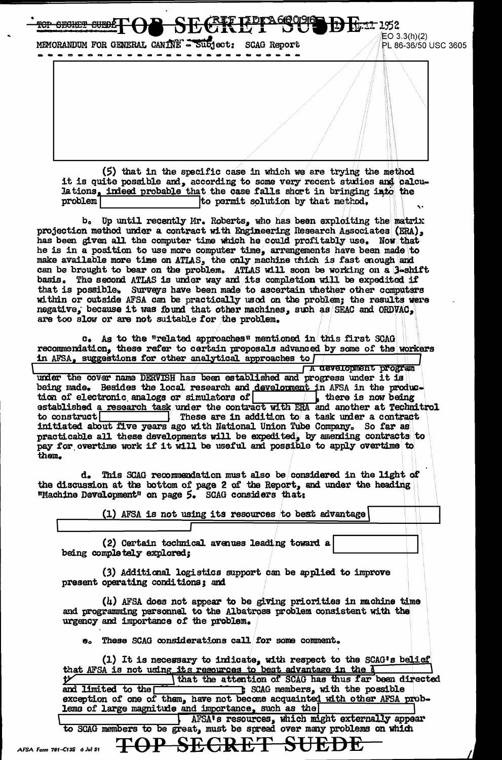MEMORANDUM FOR GENERAL CANINE - Subject: SCAG Report

EO 3.3(h)(2)
PL 86-36/50 USC 3605

(5) that in the specific case in which we are trying the method it is quite possible and, according to some very recent studies and calculations, indeed probable that the case falls short in bringing into the problem [redacted] to permit solution by that method.

b. Up until recently Mr. Roberts, who has been exploiting the matrix projection method under a contract with Engineering Research Associates (ERA), has been given all the computer time which he could profitably use. Now that he is in a position to use more computer time, arrangements have been made to make available more time on ATLAS, the only machine which is fast enough and can be brought to bear on the problem. ATLAS will soon be working on a 3-shift basis. The second ATLAS is under way and its completion will be expedited if that is possible. Surveys have been made to ascertain whether other computers within or outside AFSA can be practically used on the problem; the results were negative, because it was found that other machines, such as SEAC and ORDVAC, are too slow or are not suitable for the problem.

c. As to the "related approaches" mentioned in this first SCAG recommendation, these refer to certain proposals advanced by some of the workers in AFSA, suggestions for other analytical approaches to [redacted] A development program under the cover name DERVISH has been established and progress under it is being made. Besides the local research and development in AFSA in the production of electronic analogs or simulators of [redacted], there is now being established a research task under the contract with ERA and another at Technitrol to construct [redacted]. These are in addition to a task under a contract initiated about five years ago with National Union Tube Company. So far as practicable all these developments will be expedited, by amending contracts to pay for overtime work if it will be useful and possible to apply overtime to them.

d. This SCAG recommendation must also be considered in the light of the discussion at the bottom of page 2 of the Report, and under the heading "Machine Development" on page 5. SCAG considers that:

(1) AFSA is not using its resources to best advantage [redacted]

(2) Certain technical avenues leading toward a [redacted] being completely explored;

(3) Additional logistics support can be applied to improve present operating conditions; and

(4) AFSA does not appear to be giving priorities in machine time and programming personnel to the Albatross problem consistent with the urgency and importance of the problem.

e. These SCAG considerations call for some comment.

(1) It is necessary to indicate, with respect to the SCAG's belief that AFSA is not using its resources to best advantage in the [redacted] that the attention of SCAG has thus far been directed and limited to the [redacted]; SCAG members, with the possible exception of one of them, have not become acquainted with other AFSA problems of large magnitude and importance, such as the [redacted] AFSA's resources, which might externally appear to SCAG members to be great, must be spread over many problems on which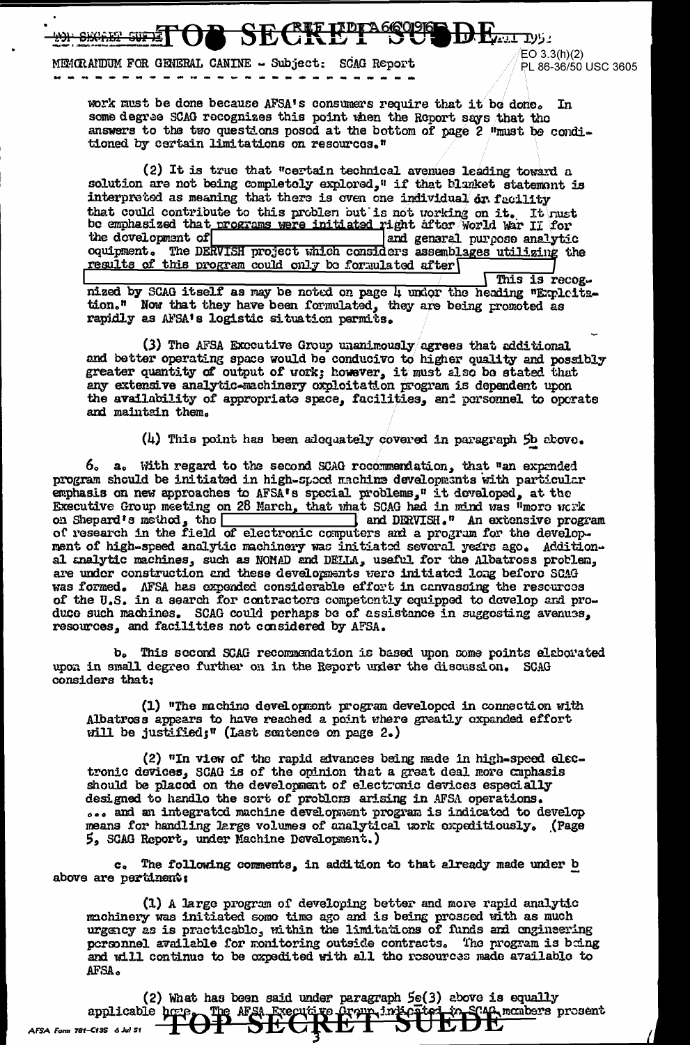MEMORANDUM FOR GENERAL CANINE - Subject: SCAG Report

work must be done because AFSA's consumers require that it be done. In some degree SCAG recognizes this point when the Report says that the answers to the two questions posed at the bottom of page 2 "must be conditioned by certain limitations on resources."

(2) It is true that "certain technical avenues leading toward a solution are not being completely explored," if that blanket statement is interpreted as meaning that there is even one individual or facility that could contribute to this problem but is not working on it. It must be emphasized that programs were initiated right after World War II for the development of [ ] and general purpose analytic equipment. The DERVISH project which considers assemblages utilizing the results of this program could only be formulated after [ ] This is recognized by SCAG itself as may be noted on page 4 under the heading "Exploitation." Now that they have been formulated, they are being promoted as rapidly as AFSA's logistic situation permits.

(3) The AFSA Executive Group unanimously agrees that additional and better operating space would be conducive to higher quality and possibly greater quantity of output of work; however, it must also be stated that any extensive analytic-machinery exploitation program is dependent upon the availability of appropriate space, facilities, and personnel to operate and maintain them.

(4) This point has been adequately covered in paragraph 5b above.

6. a. With regard to the second SCAG recommendation, that "an expanded program should be initiated in high-speed machine developments with particular emphasis on new approaches to AFSA's special problems," it developed, at the Executive Group meeting on 28 March, that what SCAG had in mind was "more work on Shepard's method, the [ ] and DERVISH." An extensive program of research in the field of electronic computers and a program for the development of high-speed analytic machinery was initiated several years ago. Additional analytic machines, such as NOMAD and DELLA, useful for the Albatross problem, are under construction and these developments were initiated long before SCAG was formed. AFSA has expended considerable effort in canvassing the resources of the U.S. in a search for contractors competently equipped to develop and produce such machines. SCAG could perhaps be of assistance in suggesting avenues, resources, and facilities not considered by AFSA.

b. This second SCAG recommendation is based upon some points elaborated upon in small degree further on in the Report under the discussion. SCAG considers that:

(1) "The machine development program developed in connection with Albatross appears to have reached a point where greatly expanded effort will be justified;" (Last sentence on page 2.)

(2) "In view of the rapid advances being made in high-speed electronic devices, SCAG is of the opinion that a great deal more emphasis should be placed on the development of electronic devices especially designed to handle the sort of problems arising in AFSA operations. ... and an integrated machine development program is indicated to develop means for handling large volumes of analytical work expeditiously. (Page 5, SCAG Report, under Machine Development.)

c. The following comments, in addition to that already made under b above are pertinent:

(1) A large program of developing better and more rapid analytic machinery was initiated some time ago and is being pressed with as much urgency as is practicable, within the limitations of funds and engineering personnel available for monitoring outside contracts. The program is being and will continue to be expedited with all the resources made available to AFSA.

(2) What has been said under paragraph 5e(3) above is equally applicable here. The AFSA Executive Group indicated to SCAG members present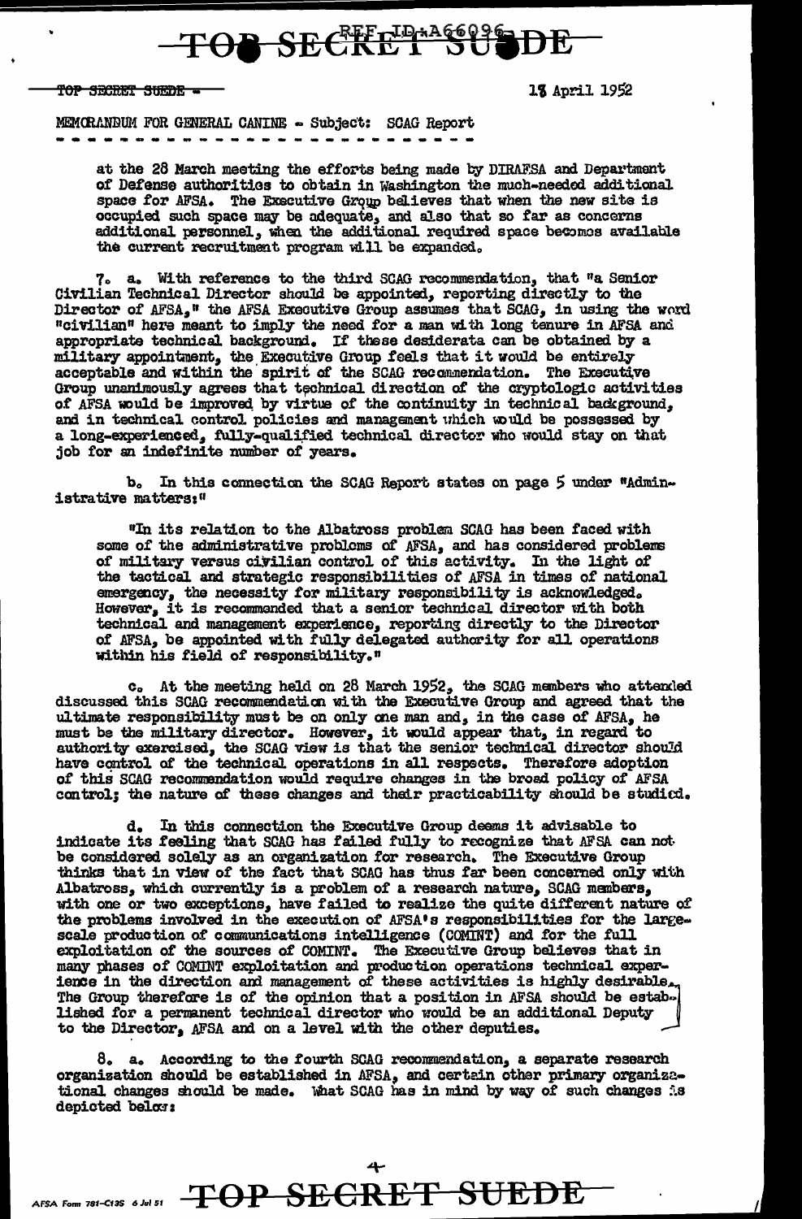MEMORANDUM FOR GENERAL CANINE - Subject: SCAG Report

at the 28 March meeting the efforts being made by DIRAFSA and Department of Defense authorities to obtain in Washington the much-needed additional space for AFSA. The Executive Group believes that when the new site is occupied such space may be adequate, and also that so far as concerns additional personnel, when the additional required space becomes available the current recruitment program will be expanded.

7. a. With reference to the third SCAG recommendation, that "a Senior Civilian Technical Director should be appointed, reporting directly to the Director of AFSA," the AFSA Executive Group assumes that SCAG, in using the word "civilian" here meant to imply the need for a man with long tenure in AFSA and appropriate technical background. If these desiderata can be obtained by a military appointment, the Executive Group feels that it would be entirely acceptable and within the spirit of the SCAG recommendation. The Executive Group unanimously agrees that technical direction of the cryptologic activities of AFSA would be improved by virtue of the continuity in technical background, and in technical control policies and management which would be possessed by a long-experienced, fully-qualified technical director who would stay on that job for an indefinite number of years.

b. In this connection the SCAG Report states on page 5 under "Administrative matters:"

"In its relation to the Albatross problem SCAG has been faced with some of the administrative problems of AFSA, and has considered problems of military versus civilian control of this activity. In the light of the tactical and strategic responsibilities of AFSA in times of national emergency, the necessity for military responsibility is acknowledged. However, it is recommended that a senior technical director with both technical and management experience, reporting directly to the Director of AFSA, be appointed with fully delegated authority for all operations within his field of responsibility."

c. At the meeting held on 28 March 1952, the SCAG members who attended discussed this SCAG recommendation with the Executive Group and agreed that the ultimate responsibility must be on only one man and, in the case of AFSA, he must be the military director. However, it would appear that, in regard to authority exercised, the SCAG view is that the senior technical director should have control of the technical operations in all respects. Therefore adoption of this SCAG recommendation would require changes in the broad policy of AFSA control; the nature of these changes and their practicability should be studied.

d. In this connection the Executive Group deems it advisable to indicate its feeling that SCAG has failed fully to recognize that AFSA can not be considered solely as an organization for research. The Executive Group thinks that in view of the fact that SCAG has thus far been concerned only with Albatross, which currently is a problem of a research nature, SCAG members, with one or two exceptions, have failed to realize the quite different nature of the problems involved in the execution of AFSA's responsibilities for the large-scale production of communications intelligence (COMINT) and for the full exploitation of the sources of COMINT. The Executive Group believes that in many phases of COMINT exploitation and production operations technical experience in the direction and management of these activities is highly desirable. The Group therefore is of the opinion that a position in AFSA should be established for a permanent technical director who would be an additional Deputy to the Director, AFSA and on a level with the other deputies.

8. a. According to the fourth SCAG recommendation, a separate research organization should be established in AFSA, and certain other primary organizational changes should be made. What SCAG has in mind by way of such changes is depicted below: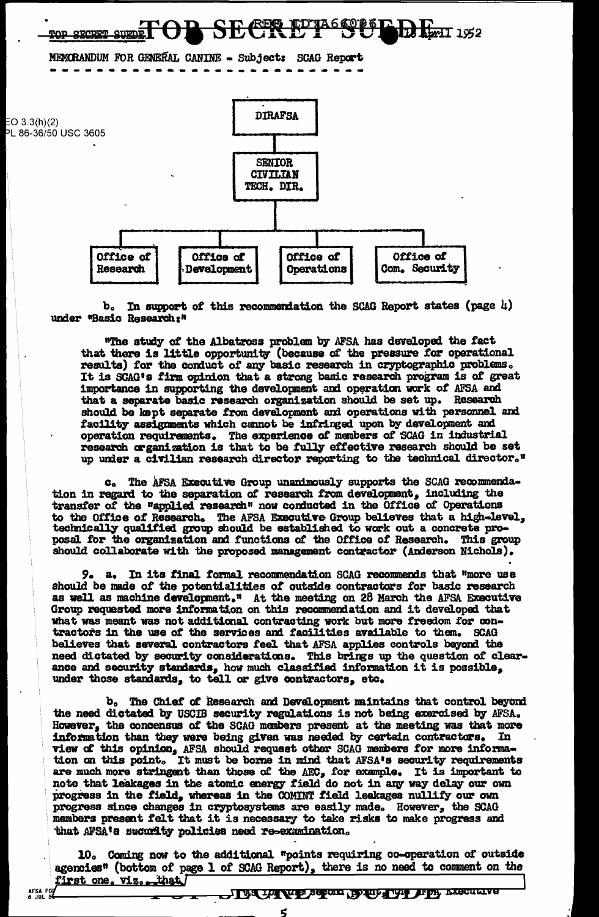MEMORANDUM FOR GENERAL CANINE - Subject: SCAG Report

EO 3.3(h)(2)
PL 86-36/50 USC 3605

DIRAFSA
→ SENIOR CIVILIAN TECH. DIR.
→ Office of Research | Office of Development | Office of Operations | Office of Com. Security

b. In support of this recommendation the SCAG Report states (page 4) under "Basic Research:"

> "The study of the Albatross problem by AFSA has developed the fact that there is little opportunity (because of the pressure for operational results) for the conduct of any basic research in cryptographic problems. It is SCAG's firm opinion that a strong basic research program is of great importance in supporting the development and operation work of AFSA and that a separate basic research organization should be set up. Research should be kept separate from development and operations with personnel and facility assignments which cannot be infringed upon by development and operation requirements. The experience of members of SCAG in industrial research organization is that to be fully effective research should be set up under a civilian research director reporting to the technical director."

c. The AFSA Executive Group unanimously supports the SCAG recommendation in regard to the separation of research from development, including the transfer of the "applied research" now conducted in the Office of Operations to the Office of Research. The AFSA Executive Group believes that a high-level, technically qualified group should be established to work out a concrete proposal for the organization and functions of the Office of Research. This group should collaborate with the proposed management contractor (Anderson Nichols).

9. a. In its final formal recommendation SCAG recommends that "more use should be made of the potentialities of outside contractors for basic research as well as machine development." At the meeting on 28 March the AFSA Executive Group requested more information on this recommendation and it developed that what was meant was not additional contracting work but more freedom for contractors in the use of the services and facilities available to them. SCAG believes that several contractors feel that AFSA applies controls beyond the need dictated by security considerations. This brings up the question of clearance and security standards, how much classified information it is possible, under those standards, to tell or give contractors, etc.

b. The Chief of Research and Development maintains that control beyond the need dictated by USCIB security regulations is not being exercised by AFSA. However, the concensus of the SCAG members present at the meeting was that more information than they were being given was needed by certain contractors. In view of this opinion, AFSA should request other SCAG members for more information on this point. It must be borne in mind that AFSA's security requirements are much more stringent than those of the AEC, for example. It is important to note that leakages in the atomic energy field do not in any way delay our own progress in the field, whereas in the COMINT field leakages nullify our own progress since changes in cryptosystems are easily made. However, the SCAG members present felt that it is necessary to take risks to make progress and that AFSA's security policies need re-examination.

10. Coming now to the additional "points requiring co-operation of outside agencies" (bottom of page 1 of SCAG Report), there is no need to comment on the first one, viz., that [REDACTED] As to the second point, the AFSA Executive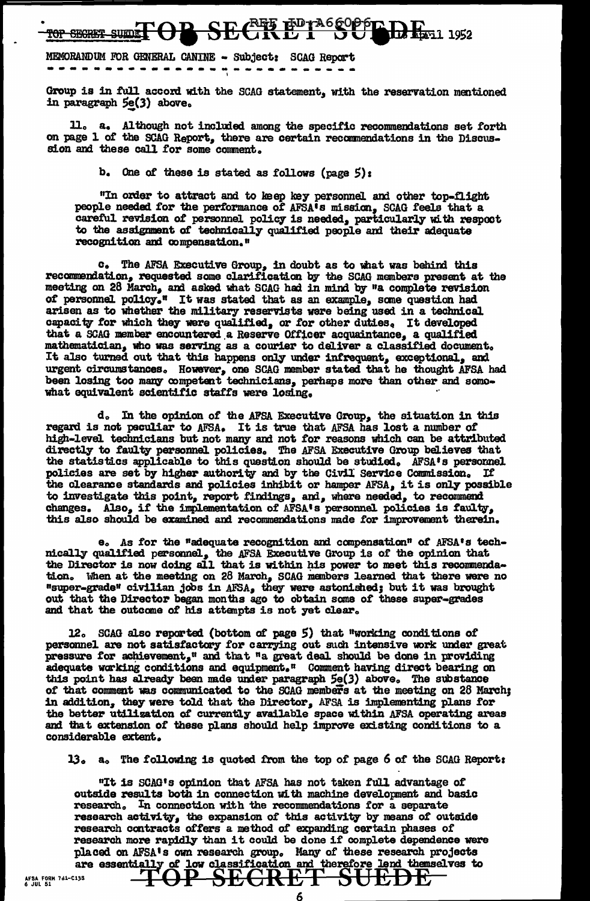MEMORANDUM FOR GENERAL CANINE - Subject: SCAG Report

Group is in full accord with the SCAG statement, with the reservation mentioned in paragraph 5e(3) above.

11. a. Although not included among the specific recommendations set forth on page 1 of the SCAG Report, there are certain recommendations in the Discussion and these call for some comment.

b. One of these is stated as follows (page 5):

"In order to attract and to keep key personnel and other top-flight people needed for the performance of AFSA's mission, SCAG feels that a careful revision of personnel policy is needed, particularly with respect to the assignment of technically qualified people and their adequate recognition and compensation."

c. The AFSA Executive Group, in doubt as to what was behind this recommendation, requested some clarification by the SCAG members present at the meeting on 28 March, and asked what SCAG had in mind by "a complete revision of personnel policy." It was stated that as an example, some question had arisen as to whether the military reservists were being used in a technical capacity for which they were qualified, or for other duties. It developed that a SCAG member encountered a Reserve Officer acquaintance, a qualified mathematician, who was serving as a courier to deliver a classified document. It also turned out that this happens only under infrequent, exceptional, and urgent circumstances. However, one SCAG member stated that he thought AFSA had been losing too many competent technicians, perhaps more than other and somewhat equivalent scientific staffs were losing.

d. In the opinion of the AFSA Executive Group, the situation in this regard is not peculiar to AFSA. It is true that AFSA has lost a number of high-level technicians but not many and not for reasons which can be attributed directly to faulty personnel policies. The AFSA Executive Group believes that the statistics applicable to this question should be studied. AFSA's personnel policies are set by higher authority and by the Civil Service Commission. If the clearance standards and policies inhibit or hamper AFSA, it is only possible to investigate this point, report findings, and, where needed, to recommend changes. Also, if the implementation of AFSA's personnel policies is faulty, this also should be examined and recommendations made for improvement therein.

e. As for the "adequate recognition and compensation" of AFSA's technically qualified personnel, the AFSA Executive Group is of the opinion that the Director is now doing all that is within his power to meet this recommendation. When at the meeting on 28 March, SCAG members learned that there were no "super-grade" civilian jobs in AFSA, they were astonished; but it was brought out that the Director began months ago to obtain some of these super-grades and that the outcome of his attempts is not yet clear.

12. SCAG also reported (bottom of page 5) that "working conditions of personnel are not satisfactory for carrying out such intensive work under great pressure for achievement," and that "a great deal should be done in providing adequate working conditions and equipment." Comment having direct bearing on this point has already been made under paragraph 5e(3) above. The substance of that comment was communicated to the SCAG members at the meeting on 28 March; in addition, they were told that the Director, AFSA is implementing plans for the better utilization of currently available space within AFSA operating areas and that extension of these plans should help improve existing conditions to a considerable extent.

13. a. The following is quoted from the top of page 6 of the SCAG Report:

"It is SCAG's opinion that AFSA has not taken full advantage of outside results both in connection with machine development and basic research. In connection with the recommendations for a separate research activity, the expansion of this activity by means of outside research contracts offers a method of expanding certain phases of research more rapidly than it could be done if complete dependence were placed on AFSA's own research group. Many of these research projects are essentially of low classification and therefore lend themselves to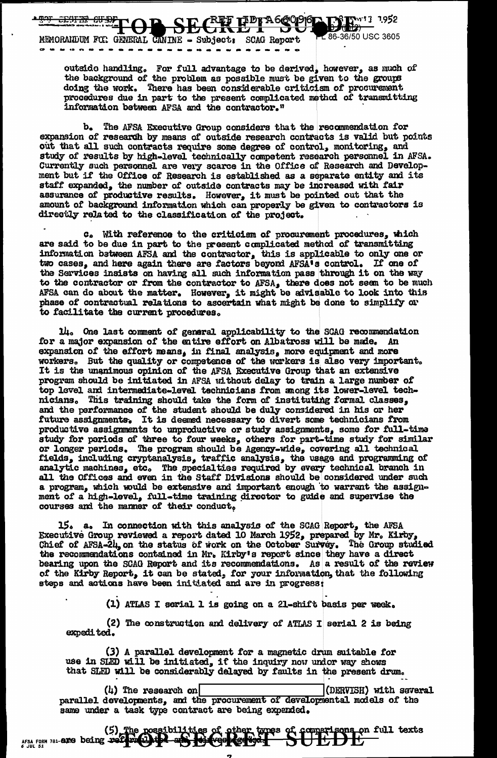MEMORANDUM FOR GENERAL CANINE - Subject: SCAG Report

outside handling. For full advantage to be derived, however, as much of the background of the problem as possible must be given to the groups doing the work. There has been considerable criticism of procurement procedures due in part to the present complicated method of transmitting information between AFSA and the contractor."

b. The AFSA Executive Group considers that the recommendation for expansion of research by means of outside research contracts is valid but points out that all such contracts require some degree of control, monitoring, and study of results by high-level technically competent research personnel in AFSA. Currently such personnel are very scarce in the Office of Research and Development but if the Office of Research is established as a separate entity and its staff expanded, the number of outside contracts may be increased with fair assurance of productive results. However, it must be pointed out that the amount of background information which can properly be given to contractors is directly related to the classification of the project.

c. With reference to the criticism of procurement procedures, which are said to be due in part to the present complicated method of transmitting information between AFSA and the contractor, this is applicable to only one or two cases, and here again there are factors beyond AFSA's control. If one of the Services insists on having all such information pass through it on the way to the contractor or from the contractor to AFSA, there does not seem to be much AFSA can do about the matter. However, it might be advisable to look into this phase of contractual relations to ascertain what might be done to simplify or to facilitate the current procedures.

14. One last comment of general applicability to the SCAG recommendation for a major expansion of the entire effort on Albatross will be made. An expansion of the effort means, in final analysis, more equipment and more workers. But the quality or competence of the workers is also very important. It is the unanimous opinion of the AFSA Executive Group that an extensive program should be initiated in AFSA without delay to train a large number of top level and intermediate-level technicians from among its lower-level technicians. This training should take the form of instituting formal classes, and the performance of the student should be duly considered in his or her future assignments. It is deemed necessary to divert some technicians from productive assignments to unproductive or study assignments, some for full-time study for periods of three to four weeks, others for part-time study for similar or longer periods. The program should be Agency-wide, covering all technical fields, including cryptanalysis, traffic analysis, the usage and programming of analytic machines, etc. The specialties required by every technical branch in all the Offices and even in the Staff Divisions should be considered under such a program, which would be extensive and important enough to warrant the assignment of a high-level, full-time training director to guide and supervise the courses and the manner of their conduct.

15. a. In connection with this analysis of the SCAG Report, the AFSA Executive Group reviewed a report dated 10 March 1952, prepared by Mr. Kirby, Chief of AFSA-24, on the status of work on the October Survey. The Group studied the recommendations contained in Mr. Kirby's report since they have a direct bearing upon the SCAG Report and its recommendations. As a result of the review of the Kirby Report, it can be stated, for your information, that the following steps and actions have been initiated and are in progress:

(1) ATLAS I serial 1 is going on a 21-shift basis per week.

(2) The construction and delivery of ATLAS I serial 2 is being expedited.

(3) A parallel development for a magnetic drum suitable for use in SLED will be initiated, if the inquiry now under way shows that SLED will be considerably delayed by faults in the present drum.

(4) The research on [REDACTED] (DERVISH) with several parallel developments, and the procurement of developmental models of the same under a task type contract are being expanded.

(5) The possibilities of other types of comparisons on full texts are being re[...]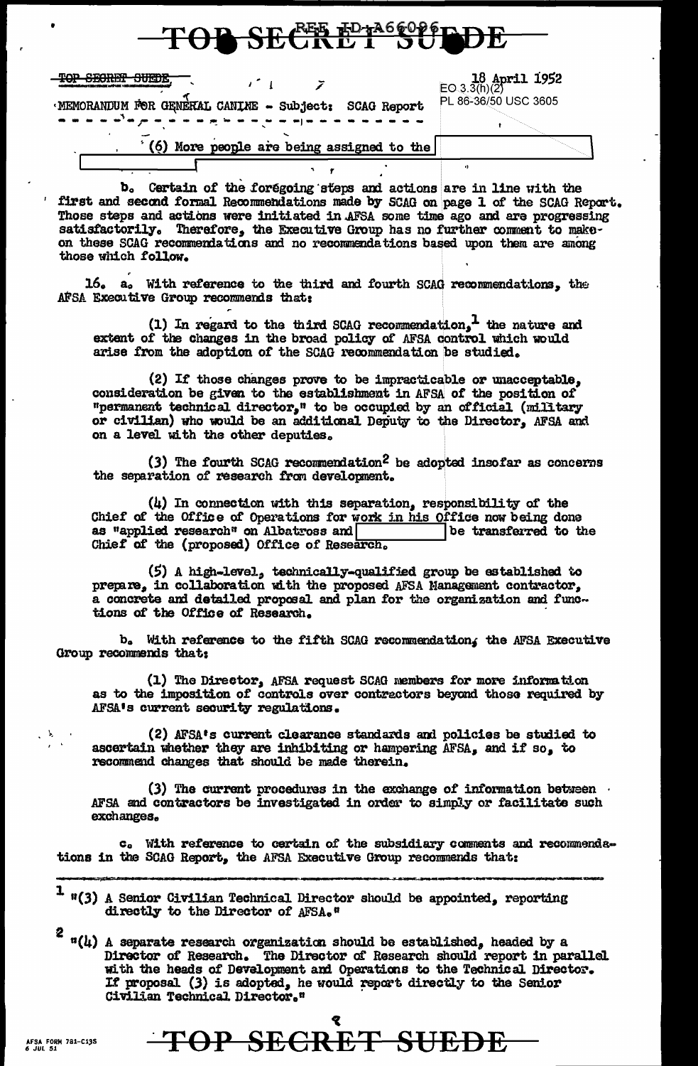TOP SECRET SUEDE

REF ID:A66096

TOP SECRET SUEDE

EO 3.3(h)(2)
PL 86-36/50 USC 3605

18 April 1952

MEMORANDUM FOR GENERAL CANINE - Subject: SCAG Report

(6) More people are being assigned to the [redacted]

b. Certain of the foregoing steps and actions are in line with the first and second formal Recommendations made by SCAG on page 1 of the SCAG Report. Those steps and actions were initiated in AFSA some time ago and are progressing satisfactorily. Therefore, the Executive Group has no further comment to make on these SCAG recommendations and no recommendations based upon them are among those which follow.

16. a. With reference to the third and fourth SCAG recommendations, the AFSA Executive Group recommends that:

(1) In regard to the third SCAG recommendation,[1] the nature and extent of the changes in the broad policy of AFSA control which would arise from the adoption of the SCAG recommendation be studied.

(2) If those changes prove to be impracticable or unacceptable, consideration be given to the establishment in AFSA of the position of "permanent technical director," to be occupied by an official (military or civilian) who would be an additional Deputy to the Director, AFSA and on a level with the other deputies.

(3) The fourth SCAG recommendation[2] be adopted insofar as concerns the separation of research from development.

(4) In connection with this separation, responsibility of the Chief of the Office of Operations for work in his Office now being done as "applied research" on Albatross and [redacted] be transferred to the Chief of the (proposed) Office of Research.

(5) A high-level, technically-qualified group be established to prepare, in collaboration with the proposed AFSA Management contractor, a concrete and detailed proposal and plan for the organization and functions of the Office of Research.

b. With reference to the fifth SCAG recommendation, the AFSA Executive Group recommends that:

(1) The Director, AFSA request SCAG members for more information as to the imposition of controls over contractors beyond those required by AFSA's current security regulations.

(2) AFSA's current clearance standards and policies be studied to ascertain whether they are inhibiting or hampering AFSA, and if so, to recommend changes that should be made therein.

(3) The current procedures in the exchange of information between AFSA and contractors be investigated in order to simply or facilitate such exchanges.

c. With reference to certain of the subsidiary comments and recommendations in the SCAG Report, the AFSA Executive Group recommends that:

---

[1] "(3) A Senior Civilian Technical Director should be appointed, reporting directly to the Director of AFSA."

[2] "(4) A separate research organization should be established, headed by a Director of Research. The Director of Research should report in parallel with the heads of Development and Operations to the Technical Director. If proposal (3) is adopted, he would report directly to the Senior Civilian Technical Director."

AFSA FORM 781-C13S
6 JUL 51

TOP SECRET SUEDE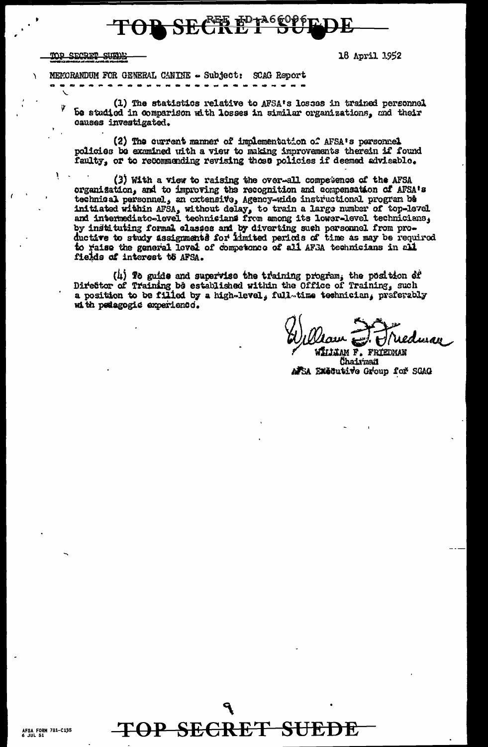TOP SECRET SUEDE

REF ID:A66096

TOP SECRET SUEDE

18 April 1952

MEMORANDUM FOR GENERAL CANINE - Subject: SCAG Report

(1) The statistics relative to AFSA's losses in trained personnel be studied in comparison with losses in similar organizations, and their causes investigated.

(2) The current manner of implementation of AFSA's personnel policies be examined with a view to making improvements therein if found faulty, or to recommending revising those policies if deemed advisable.

(3) With a view to raising the over-all competence of the AFSA organization, and to improving the recognition and compensation of AFSA's technical personnel, an extensive, Agency-wide instructional program be initiated within AFSA, without delay, to train a large number of top-level and intermediate-level technicians from among its lower-level technicians, by instituting formal classes and by diverting such personnel from productive to study assignments for limited periods of time as may be required to raise the general level of competence of all AFSA technicians in all fields of interest to AFSA.

(4) To guide and supervise the training program, the position of Director of Training be established within the Office of Training, such a position to be filled by a high-level, full-time technician, preferably with pedagogic experience.

William F. Friedman

WILLIAM F. FRIEDMAN
Chairman
AFSA Executive Group for SCAG

AFSA FORM 781-C13S
6 JUL 51

TOP SECRET SUEDE